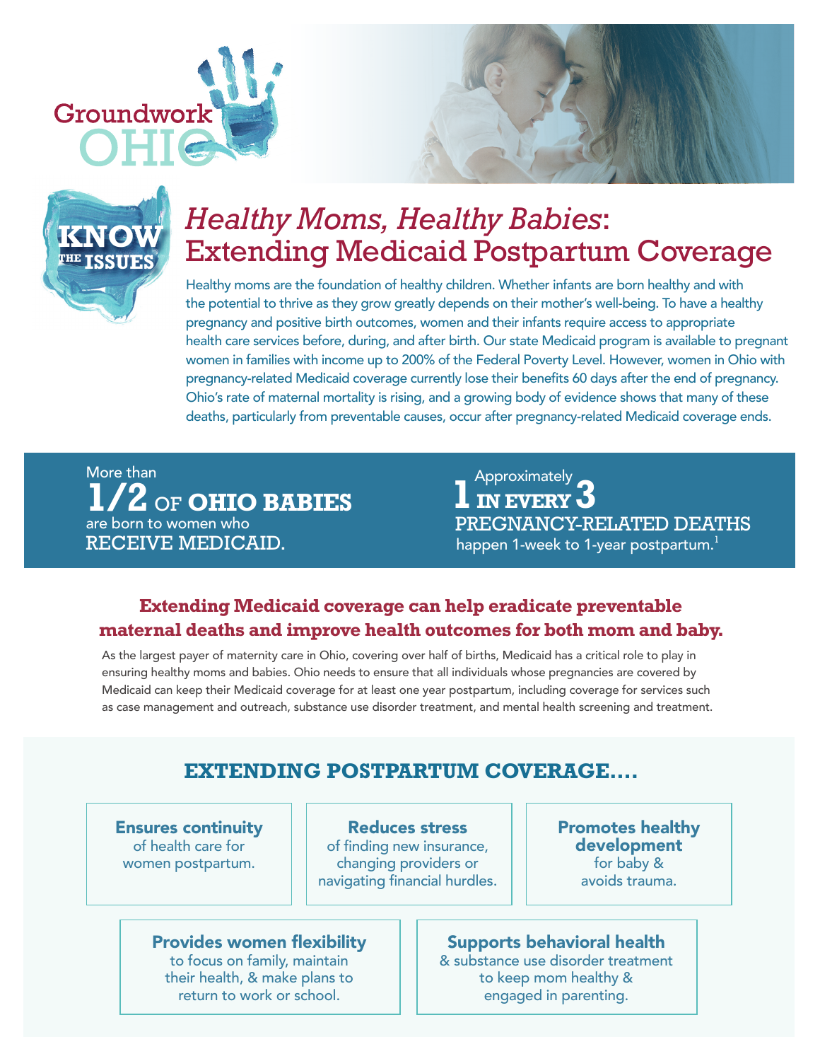Groundwork OHIO

KNOW THE ISSUES

# *Healthy Moms, Healthy Babies*: Extending Medicaid Postpartum Coverage

Healthy moms are the foundation of healthy children. Whether infants are born healthy and with the potential to thrive as they grow greatly depends on their mother's well-being. To have a healthy pregnancy and positive birth outcomes, women and their infants require access to appropriate health care services before, during, and after birth. Our state Medicaid program is available to pregnant women in families with income up to 200% of the Federal Poverty Level. However, women in Ohio with pregnancy-related Medicaid coverage currently lose their benefits 60 days after the end of pregnancy. Ohio's rate of maternal mortality is rising, and a growing body of evidence shows that many of these deaths, particularly from preventable causes, occur after pregnancy-related Medicaid coverage ends.

More than **1/2 OF OHIO BABIES** are born to women who RECEIVE MEDICAID.

Approximately **1 IN EVERY 3** PREGNANCY-RELATED DEATHS happen 1-week to 1-year postpartum.[1]

## Extending Medicaid coverage can help eradicate preventable maternal deaths and improve health outcomes for both mom and baby.

As the largest payer of maternity care in Ohio, covering over half of births, Medicaid has a critical role to play in ensuring healthy moms and babies. Ohio needs to ensure that all individuals whose pregnancies are covered by Medicaid can keep their Medicaid coverage for at least one year postpartum, including coverage for services such as case management and outreach, substance use disorder treatment, and mental health screening and treatment.

## EXTENDING POSTPARTUM COVERAGE....

- **Ensures continuity** of health care for women postpartum.
- **Reduces stress** of finding new insurance, changing providers or navigating financial hurdles.
- **Promotes healthy development** for baby & avoids trauma.
- **Provides women flexibility** to focus on family, maintain their health, & make plans to return to work or school.
- **Supports behavioral health** & substance use disorder treatment to keep mom healthy & engaged in parenting.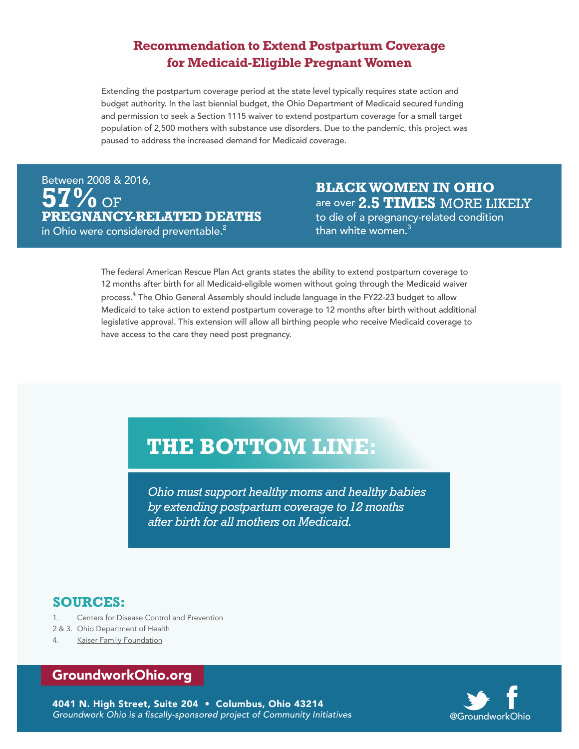## Recommendation to Extend Postpartum Coverage for Medicaid-Eligible Pregnant Women

Extending the postpartum coverage period at the state level typically requires state action and budget authority. In the last biennial budget, the Ohio Department of Medicaid secured funding and permission to seek a Section 1115 waiver to extend postpartum coverage for a small target population of 2,500 mothers with substance use disorders. Due to the pandemic, this project was paused to address the increased demand for Medicaid coverage.

Between 2008 & 2016, **57% OF PREGNANCY-RELATED DEATHS** in Ohio were considered preventable.[2]

**BLACK WOMEN IN OHIO** are over **2.5 TIMES** MORE LIKELY to die of a pregnancy-related condition than white women.[3]

The federal American Rescue Plan Act grants states the ability to extend postpartum coverage to 12 months after birth for all Medicaid-eligible women without going through the Medicaid waiver process.[4] The Ohio General Assembly should include language in the FY22-23 budget to allow Medicaid to take action to extend postpartum coverage to 12 months after birth without additional legislative approval. This extension will allow all birthing people who receive Medicaid coverage to have access to the care they need post pregnancy.

## THE BOTTOM LINE:

*Ohio must support healthy moms and healthy babies by extending postpartum coverage to 12 months after birth for all mothers on Medicaid.*

## SOURCES:

1. Centers for Disease Control and Prevention
2 & 3. Ohio Department of Health
4. Kaiser Family Foundation

**GroundworkOhio.org**

**4041 N. High Street, Suite 204 • Columbus, Ohio 43214**
*Groundwork Ohio is a fiscally-sponsored project of Community Initiatives*

@GroundworkOhio